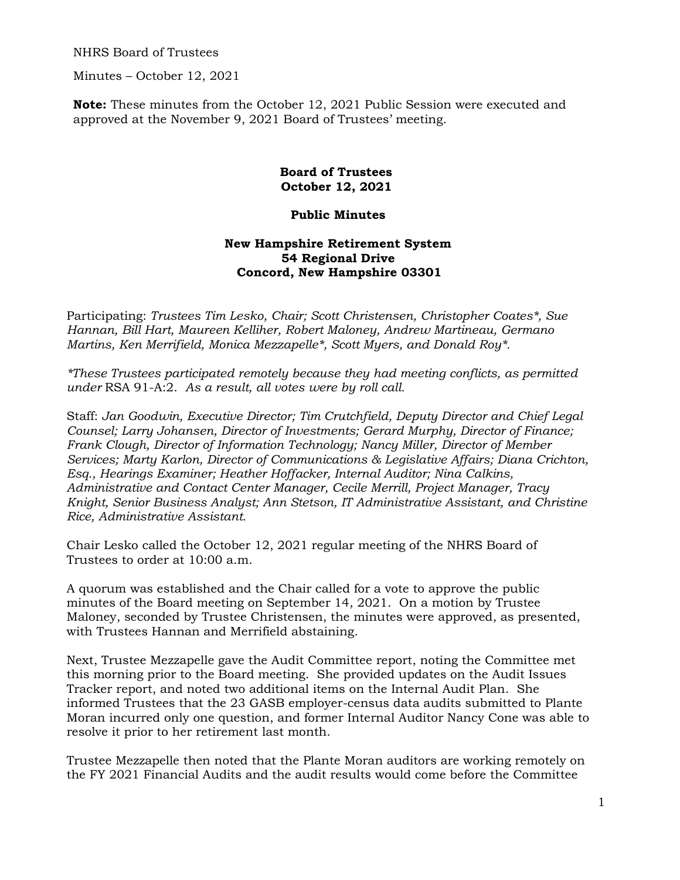NHRS Board of Trustees

Minutes – October 12, 2021

**Note:** These minutes from the October 12, 2021 Public Session were executed and approved at the November 9, 2021 Board of Trustees' meeting.

**Board of Trustees**
**October 12, 2021**

**Public Minutes**

**New Hampshire Retirement System**
**54 Regional Drive**
**Concord, New Hampshire 03301**

Participating: *Trustees Tim Lesko, Chair; Scott Christensen, Christopher Coates*, Sue Hannan, Bill Hart, Maureen Kelliher, Robert Maloney, Andrew Martineau, Germano Martins, Ken Merrifield, Monica Mezzapelle*, Scott Myers, and Donald Roy*.*

*\*These Trustees participated remotely because they had meeting conflicts, as permitted under* RSA 91-A:2. *As a result, all votes were by roll call.*

Staff: *Jan Goodwin, Executive Director; Tim Crutchfield, Deputy Director and Chief Legal Counsel; Larry Johansen, Director of Investments; Gerard Murphy, Director of Finance; Frank Clough, Director of Information Technology; Nancy Miller, Director of Member Services; Marty Karlon, Director of Communications & Legislative Affairs; Diana Crichton, Esq., Hearings Examiner; Heather Hoffacker, Internal Auditor; Nina Calkins, Administrative and Contact Center Manager, Cecile Merrill, Project Manager, Tracy Knight, Senior Business Analyst; Ann Stetson, IT Administrative Assistant, and Christine Rice, Administrative Assistant.*

Chair Lesko called the October 12, 2021 regular meeting of the NHRS Board of Trustees to order at 10:00 a.m.

A quorum was established and the Chair called for a vote to approve the public minutes of the Board meeting on September 14, 2021. On a motion by Trustee Maloney, seconded by Trustee Christensen, the minutes were approved, as presented, with Trustees Hannan and Merrifield abstaining.

Next, Trustee Mezzapelle gave the Audit Committee report, noting the Committee met this morning prior to the Board meeting. She provided updates on the Audit Issues Tracker report, and noted two additional items on the Internal Audit Plan. She informed Trustees that the 23 GASB employer-census data audits submitted to Plante Moran incurred only one question, and former Internal Auditor Nancy Cone was able to resolve it prior to her retirement last month.

Trustee Mezzapelle then noted that the Plante Moran auditors are working remotely on the FY 2021 Financial Audits and the audit results would come before the Committee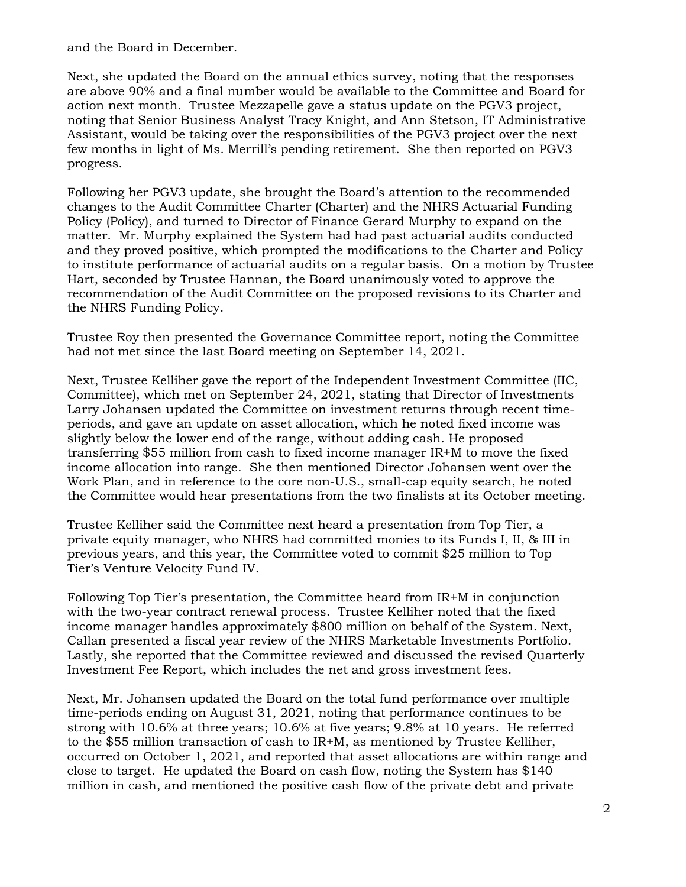and the Board in December.

Next, she updated the Board on the annual ethics survey, noting that the responses are above 90% and a final number would be available to the Committee and Board for action next month. Trustee Mezzapelle gave a status update on the PGV3 project, noting that Senior Business Analyst Tracy Knight, and Ann Stetson, IT Administrative Assistant, would be taking over the responsibilities of the PGV3 project over the next few months in light of Ms. Merrill's pending retirement. She then reported on PGV3 progress.

Following her PGV3 update, she brought the Board's attention to the recommended changes to the Audit Committee Charter (Charter) and the NHRS Actuarial Funding Policy (Policy), and turned to Director of Finance Gerard Murphy to expand on the matter. Mr. Murphy explained the System had had past actuarial audits conducted and they proved positive, which prompted the modifications to the Charter and Policy to institute performance of actuarial audits on a regular basis. On a motion by Trustee Hart, seconded by Trustee Hannan, the Board unanimously voted to approve the recommendation of the Audit Committee on the proposed revisions to its Charter and the NHRS Funding Policy.

Trustee Roy then presented the Governance Committee report, noting the Committee had not met since the last Board meeting on September 14, 2021.

Next, Trustee Kelliher gave the report of the Independent Investment Committee (IIC, Committee), which met on September 24, 2021, stating that Director of Investments Larry Johansen updated the Committee on investment returns through recent time-periods, and gave an update on asset allocation, which he noted fixed income was slightly below the lower end of the range, without adding cash. He proposed transferring $55 million from cash to fixed income manager IR+M to move the fixed income allocation into range. She then mentioned Director Johansen went over the Work Plan, and in reference to the core non-U.S., small-cap equity search, he noted the Committee would hear presentations from the two finalists at its October meeting.

Trustee Kelliher said the Committee next heard a presentation from Top Tier, a private equity manager, who NHRS had committed monies to its Funds I, II, & III in previous years, and this year, the Committee voted to commit $25 million to Top Tier's Venture Velocity Fund IV.

Following Top Tier's presentation, the Committee heard from IR+M in conjunction with the two-year contract renewal process. Trustee Kelliher noted that the fixed income manager handles approximately $800 million on behalf of the System. Next, Callan presented a fiscal year review of the NHRS Marketable Investments Portfolio. Lastly, she reported that the Committee reviewed and discussed the revised Quarterly Investment Fee Report, which includes the net and gross investment fees.

Next, Mr. Johansen updated the Board on the total fund performance over multiple time-periods ending on August 31, 2021, noting that performance continues to be strong with 10.6% at three years; 10.6% at five years; 9.8% at 10 years. He referred to the $55 million transaction of cash to IR+M, as mentioned by Trustee Kelliher, occurred on October 1, 2021, and reported that asset allocations are within range and close to target. He updated the Board on cash flow, noting the System has $140 million in cash, and mentioned the positive cash flow of the private debt and private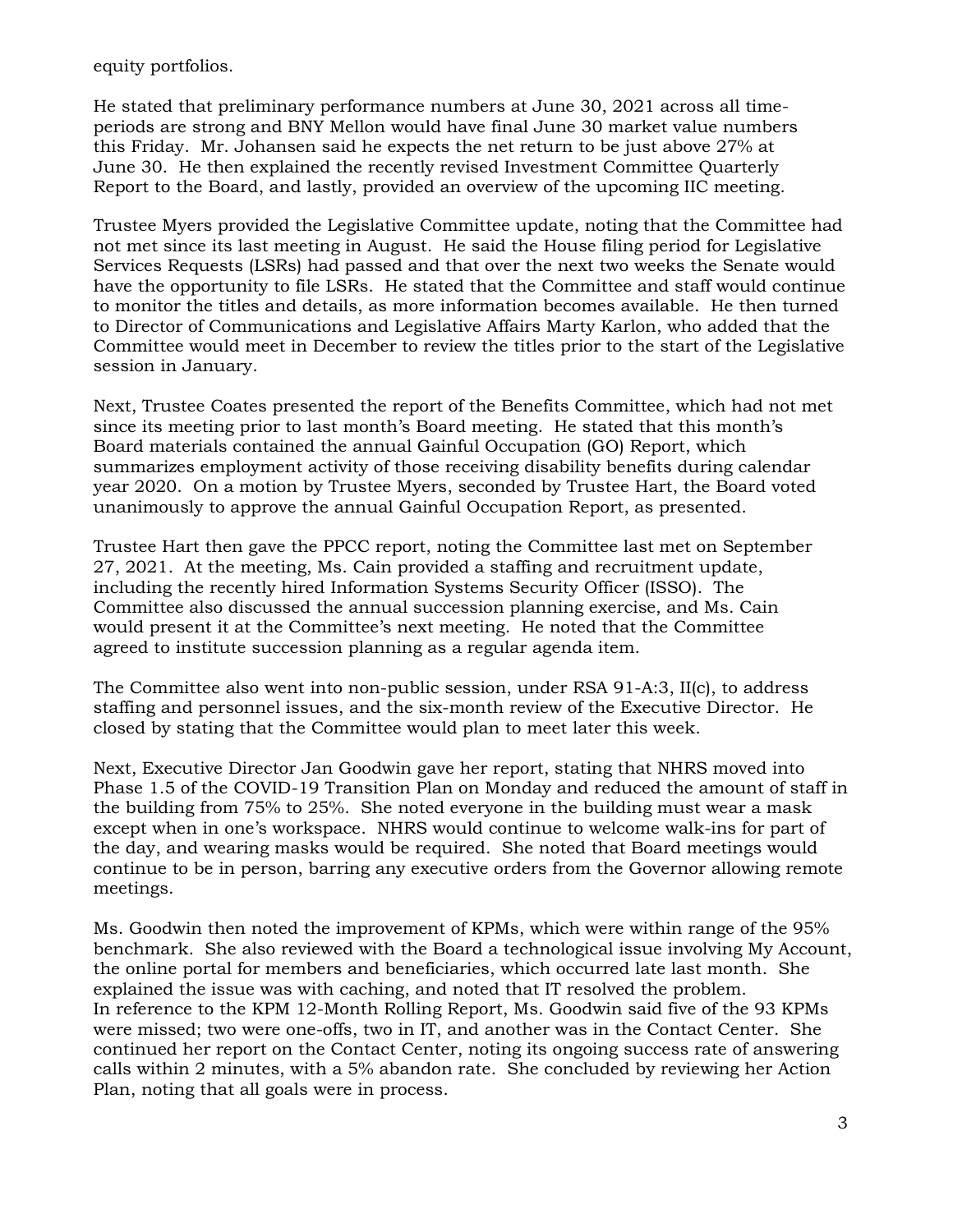equity portfolios.

He stated that preliminary performance numbers at June 30, 2021 across all time-periods are strong and BNY Mellon would have final June 30 market value numbers this Friday. Mr. Johansen said he expects the net return to be just above 27% at June 30. He then explained the recently revised Investment Committee Quarterly Report to the Board, and lastly, provided an overview of the upcoming IIC meeting.

Trustee Myers provided the Legislative Committee update, noting that the Committee had not met since its last meeting in August. He said the House filing period for Legislative Services Requests (LSRs) had passed and that over the next two weeks the Senate would have the opportunity to file LSRs. He stated that the Committee and staff would continue to monitor the titles and details, as more information becomes available. He then turned to Director of Communications and Legislative Affairs Marty Karlon, who added that the Committee would meet in December to review the titles prior to the start of the Legislative session in January.

Next, Trustee Coates presented the report of the Benefits Committee, which had not met since its meeting prior to last month's Board meeting. He stated that this month's Board materials contained the annual Gainful Occupation (GO) Report, which summarizes employment activity of those receiving disability benefits during calendar year 2020. On a motion by Trustee Myers, seconded by Trustee Hart, the Board voted unanimously to approve the annual Gainful Occupation Report, as presented.

Trustee Hart then gave the PPCC report, noting the Committee last met on September 27, 2021. At the meeting, Ms. Cain provided a staffing and recruitment update, including the recently hired Information Systems Security Officer (ISSO). The Committee also discussed the annual succession planning exercise, and Ms. Cain would present it at the Committee's next meeting. He noted that the Committee agreed to institute succession planning as a regular agenda item.

The Committee also went into non-public session, under RSA 91-A:3, II(c), to address staffing and personnel issues, and the six-month review of the Executive Director. He closed by stating that the Committee would plan to meet later this week.

Next, Executive Director Jan Goodwin gave her report, stating that NHRS moved into Phase 1.5 of the COVID-19 Transition Plan on Monday and reduced the amount of staff in the building from 75% to 25%. She noted everyone in the building must wear a mask except when in one's workspace. NHRS would continue to welcome walk-ins for part of the day, and wearing masks would be required. She noted that Board meetings would continue to be in person, barring any executive orders from the Governor allowing remote meetings.

Ms. Goodwin then noted the improvement of KPMs, which were within range of the 95% benchmark. She also reviewed with the Board a technological issue involving My Account, the online portal for members and beneficiaries, which occurred late last month. She explained the issue was with caching, and noted that IT resolved the problem. In reference to the KPM 12-Month Rolling Report, Ms. Goodwin said five of the 93 KPMs were missed; two were one-offs, two in IT, and another was in the Contact Center. She continued her report on the Contact Center, noting its ongoing success rate of answering calls within 2 minutes, with a 5% abandon rate. She concluded by reviewing her Action Plan, noting that all goals were in process.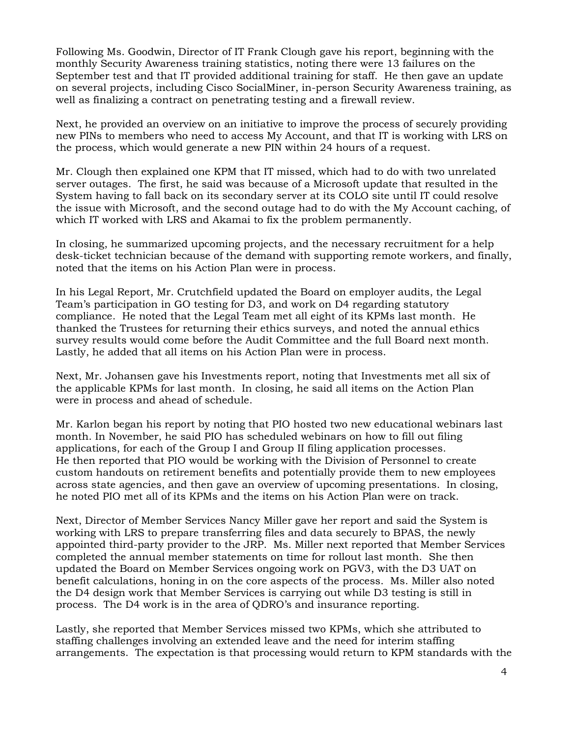Following Ms. Goodwin, Director of IT Frank Clough gave his report, beginning with the monthly Security Awareness training statistics, noting there were 13 failures on the September test and that IT provided additional training for staff. He then gave an update on several projects, including Cisco SocialMiner, in-person Security Awareness training, as well as finalizing a contract on penetrating testing and a firewall review.

Next, he provided an overview on an initiative to improve the process of securely providing new PINs to members who need to access My Account, and that IT is working with LRS on the process, which would generate a new PIN within 24 hours of a request.

Mr. Clough then explained one KPM that IT missed, which had to do with two unrelated server outages. The first, he said was because of a Microsoft update that resulted in the System having to fall back on its secondary server at its COLO site until IT could resolve the issue with Microsoft, and the second outage had to do with the My Account caching, of which IT worked with LRS and Akamai to fix the problem permanently.

In closing, he summarized upcoming projects, and the necessary recruitment for a help desk-ticket technician because of the demand with supporting remote workers, and finally, noted that the items on his Action Plan were in process.

In his Legal Report, Mr. Crutchfield updated the Board on employer audits, the Legal Team's participation in GO testing for D3, and work on D4 regarding statutory compliance. He noted that the Legal Team met all eight of its KPMs last month. He thanked the Trustees for returning their ethics surveys, and noted the annual ethics survey results would come before the Audit Committee and the full Board next month. Lastly, he added that all items on his Action Plan were in process.

Next, Mr. Johansen gave his Investments report, noting that Investments met all six of the applicable KPMs for last month. In closing, he said all items on the Action Plan were in process and ahead of schedule.

Mr. Karlon began his report by noting that PIO hosted two new educational webinars last month. In November, he said PIO has scheduled webinars on how to fill out filing applications, for each of the Group I and Group II filing application processes. He then reported that PIO would be working with the Division of Personnel to create custom handouts on retirement benefits and potentially provide them to new employees across state agencies, and then gave an overview of upcoming presentations. In closing, he noted PIO met all of its KPMs and the items on his Action Plan were on track.

Next, Director of Member Services Nancy Miller gave her report and said the System is working with LRS to prepare transferring files and data securely to BPAS, the newly appointed third-party provider to the JRP. Ms. Miller next reported that Member Services completed the annual member statements on time for rollout last month. She then updated the Board on Member Services ongoing work on PGV3, with the D3 UAT on benefit calculations, honing in on the core aspects of the process. Ms. Miller also noted the D4 design work that Member Services is carrying out while D3 testing is still in process. The D4 work is in the area of QDRO's and insurance reporting.

Lastly, she reported that Member Services missed two KPMs, which she attributed to staffing challenges involving an extended leave and the need for interim staffing arrangements. The expectation is that processing would return to KPM standards with the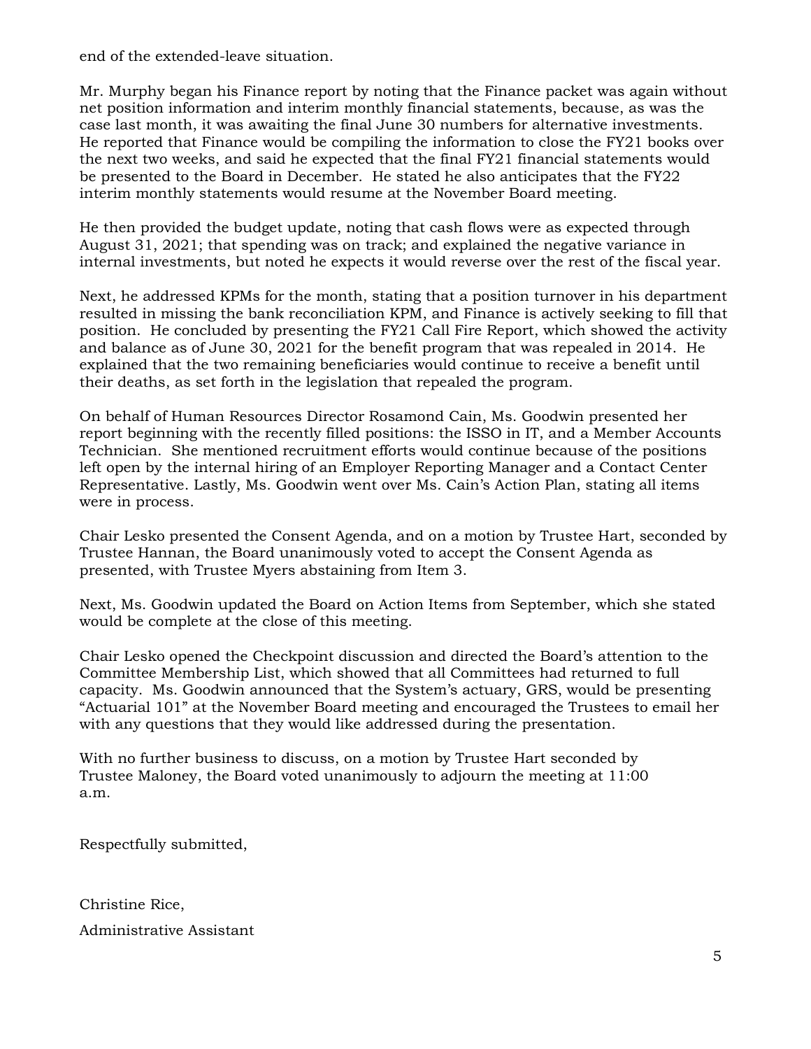end of the extended-leave situation.

Mr. Murphy began his Finance report by noting that the Finance packet was again without net position information and interim monthly financial statements, because, as was the case last month, it was awaiting the final June 30 numbers for alternative investments. He reported that Finance would be compiling the information to close the FY21 books over the next two weeks, and said he expected that the final FY21 financial statements would be presented to the Board in December. He stated he also anticipates that the FY22 interim monthly statements would resume at the November Board meeting.

He then provided the budget update, noting that cash flows were as expected through August 31, 2021; that spending was on track; and explained the negative variance in internal investments, but noted he expects it would reverse over the rest of the fiscal year.

Next, he addressed KPMs for the month, stating that a position turnover in his department resulted in missing the bank reconciliation KPM, and Finance is actively seeking to fill that position. He concluded by presenting the FY21 Call Fire Report, which showed the activity and balance as of June 30, 2021 for the benefit program that was repealed in 2014. He explained that the two remaining beneficiaries would continue to receive a benefit until their deaths, as set forth in the legislation that repealed the program.

On behalf of Human Resources Director Rosamond Cain, Ms. Goodwin presented her report beginning with the recently filled positions: the ISSO in IT, and a Member Accounts Technician. She mentioned recruitment efforts would continue because of the positions left open by the internal hiring of an Employer Reporting Manager and a Contact Center Representative. Lastly, Ms. Goodwin went over Ms. Cain's Action Plan, stating all items were in process.

Chair Lesko presented the Consent Agenda, and on a motion by Trustee Hart, seconded by Trustee Hannan, the Board unanimously voted to accept the Consent Agenda as presented, with Trustee Myers abstaining from Item 3.

Next, Ms. Goodwin updated the Board on Action Items from September, which she stated would be complete at the close of this meeting.

Chair Lesko opened the Checkpoint discussion and directed the Board's attention to the Committee Membership List, which showed that all Committees had returned to full capacity. Ms. Goodwin announced that the System's actuary, GRS, would be presenting "Actuarial 101" at the November Board meeting and encouraged the Trustees to email her with any questions that they would like addressed during the presentation.

With no further business to discuss, on a motion by Trustee Hart seconded by Trustee Maloney, the Board voted unanimously to adjourn the meeting at 11:00 a.m.

Respectfully submitted,

Christine Rice,

Administrative Assistant